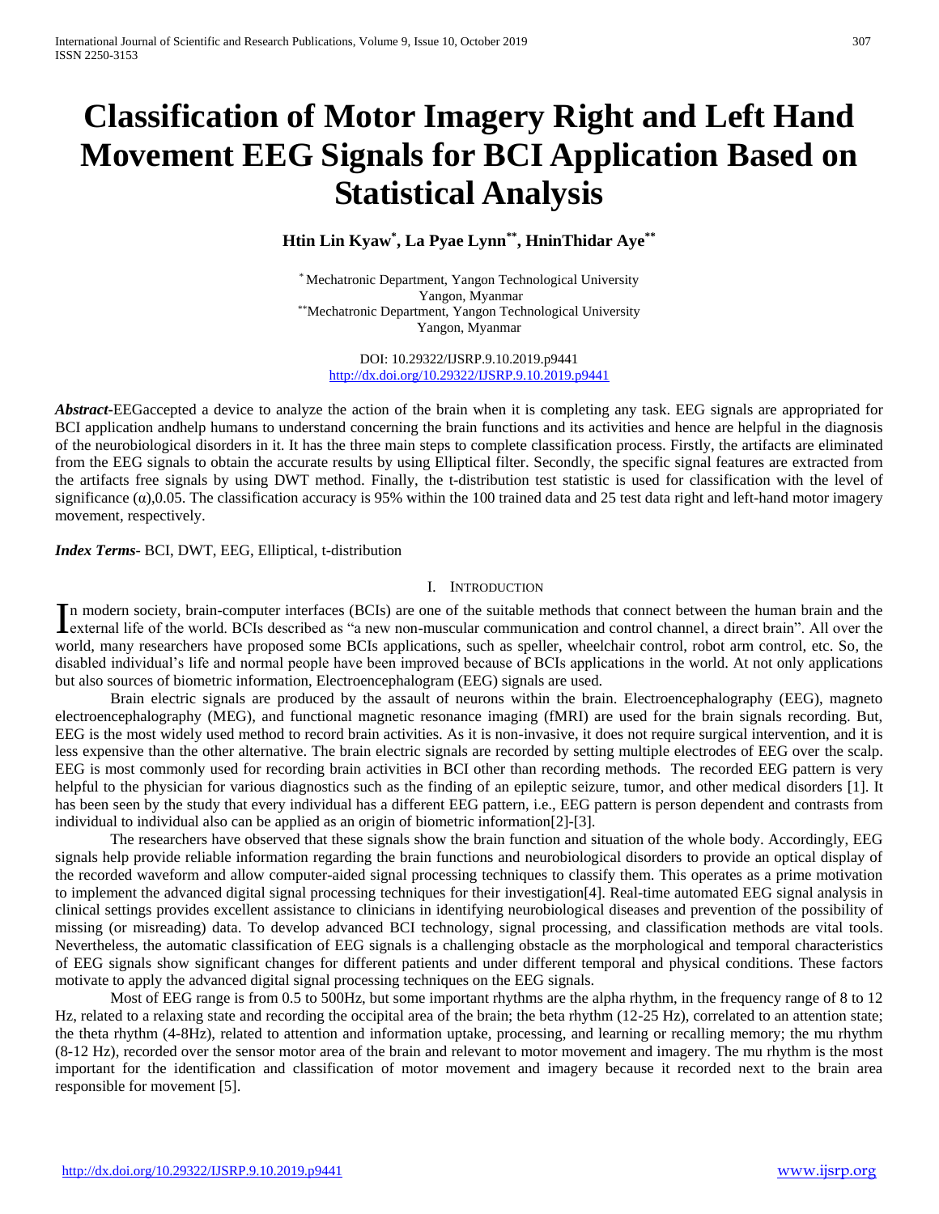# Classification of Motor Imagery Right and Left Hand Movement EEG Signals for BCI Application Based on Statistical Analysis

**Htin Lin Kyaw[*], La Pyae Lynn[**], HninThidar Aye[**]**

[*] Mechatronic Department, Yangon Technological University
Yangon, Myanmar
[**]Mechatronic Department, Yangon Technological University
Yangon, Myanmar

DOI: 10.29322/IJSRP.9.10.2019.p9441
http://dx.doi.org/10.29322/IJSRP.9.10.2019.p9441

***Abstract***-EEGaccepted a device to analyze the action of the brain when it is completing any task. EEG signals are appropriated for BCI application andhelp humans to understand concerning the brain functions and its activities and hence are helpful in the diagnosis of the neurobiological disorders in it. It has the three main steps to complete classification process. Firstly, the artifacts are eliminated from the EEG signals to obtain the accurate results by using Elliptical filter. Secondly, the specific signal features are extracted from the artifacts free signals by using DWT method. Finally, the t-distribution test statistic is used for classification with the level of significance (α),0.05. The classification accuracy is 95% within the 100 trained data and 25 test data right and left-hand motor imagery movement, respectively.

***Index Terms***- BCI, DWT, EEG, Elliptical, t-distribution

## I. Introduction

In modern society, brain-computer interfaces (BCIs) are one of the suitable methods that connect between the human brain and the external life of the world. BCIs described as "a new non-muscular communication and control channel, a direct brain". All over the world, many researchers have proposed some BCIs applications, such as speller, wheelchair control, robot arm control, etc. So, the disabled individual's life and normal people have been improved because of BCIs applications in the world. At not only applications but also sources of biometric information, Electroencephalogram (EEG) signals are used.

Brain electric signals are produced by the assault of neurons within the brain. Electroencephalography (EEG), magneto electroencephalography (MEG), and functional magnetic resonance imaging (fMRI) are used for the brain signals recording. But, EEG is the most widely used method to record brain activities. As it is non-invasive, it does not require surgical intervention, and it is less expensive than the other alternative. The brain electric signals are recorded by setting multiple electrodes of EEG over the scalp. EEG is most commonly used for recording brain activities in BCI other than recording methods. The recorded EEG pattern is very helpful to the physician for various diagnostics such as the finding of an epileptic seizure, tumor, and other medical disorders [1]. It has been seen by the study that every individual has a different EEG pattern, i.e., EEG pattern is person dependent and contrasts from individual to individual also can be applied as an origin of biometric information[2]-[3].

The researchers have observed that these signals show the brain function and situation of the whole body. Accordingly, EEG signals help provide reliable information regarding the brain functions and neurobiological disorders to provide an optical display of the recorded waveform and allow computer-aided signal processing techniques to classify them. This operates as a prime motivation to implement the advanced digital signal processing techniques for their investigation[4]. Real-time automated EEG signal analysis in clinical settings provides excellent assistance to clinicians in identifying neurobiological diseases and prevention of the possibility of missing (or misreading) data. To develop advanced BCI technology, signal processing, and classification methods are vital tools. Nevertheless, the automatic classification of EEG signals is a challenging obstacle as the morphological and temporal characteristics of EEG signals show significant changes for different patients and under different temporal and physical conditions. These factors motivate to apply the advanced digital signal processing techniques on the EEG signals.

Most of EEG range is from 0.5 to 500Hz, but some important rhythms are the alpha rhythm, in the frequency range of 8 to 12 Hz, related to a relaxing state and recording the occipital area of the brain; the beta rhythm (12-25 Hz), correlated to an attention state; the theta rhythm (4-8Hz), related to attention and information uptake, processing, and learning or recalling memory; the mu rhythm (8-12 Hz), recorded over the sensor motor area of the brain and relevant to motor movement and imagery. The mu rhythm is the most important for the identification and classification of motor movement and imagery because it recorded next to the brain area responsible for movement [5].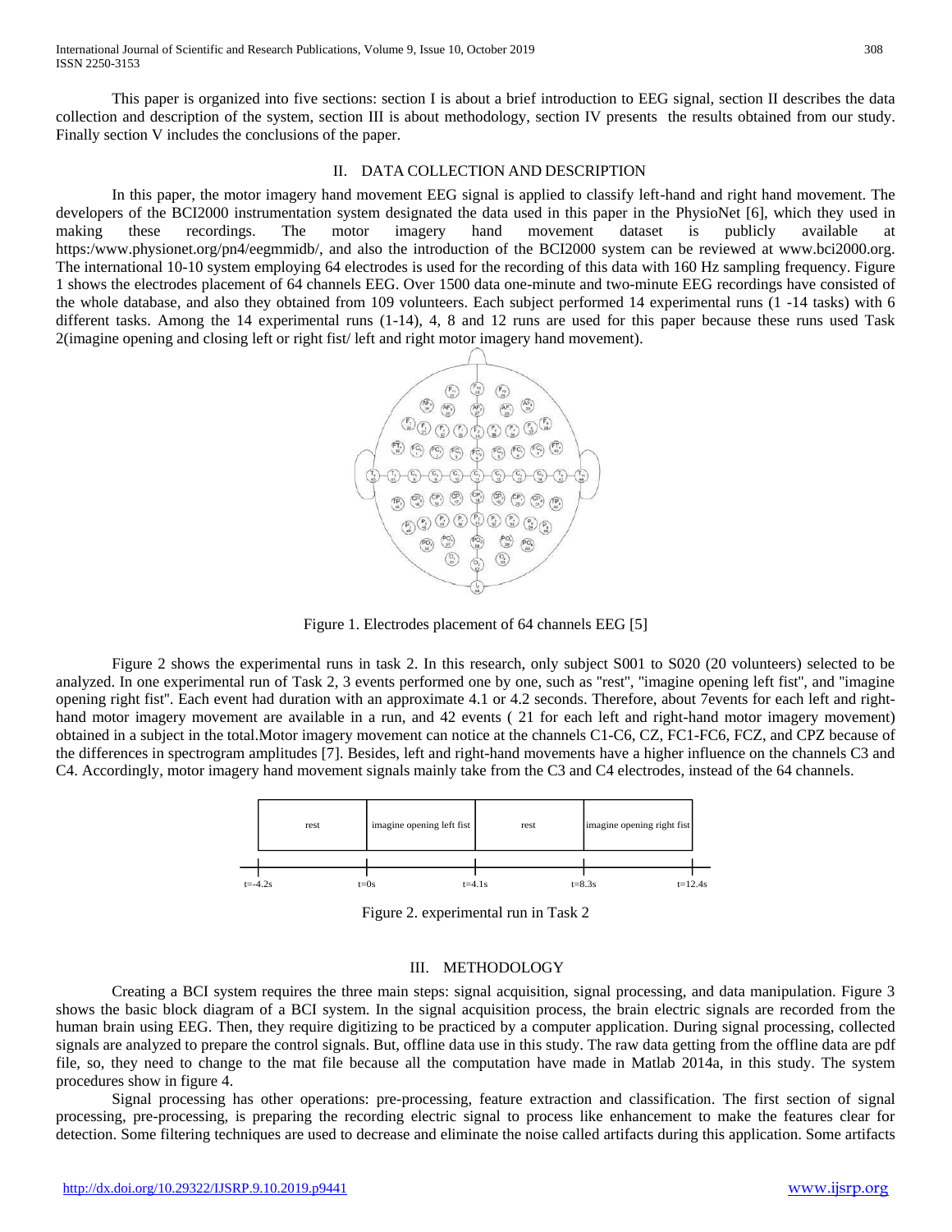This paper is organized into five sections: section I is about a brief introduction to EEG signal, section II describes the data collection and description of the system, section III is about methodology, section IV presents the results obtained from our study. Finally section V includes the conclusions of the paper.

## II. DATA COLLECTION AND DESCRIPTION

In this paper, the motor imagery hand movement EEG signal is applied to classify left-hand and right hand movement. The developers of the BCI2000 instrumentation system designated the data used in this paper in the PhysioNet [6], which they used in making these recordings. The motor imagery hand movement dataset is publicly available at https:/www.physionet.org/pn4/eegmmidb/, and also the introduction of the BCI2000 system can be reviewed at www.bci2000.org. The international 10-10 system employing 64 electrodes is used for the recording of this data with 160 Hz sampling frequency. Figure 1 shows the electrodes placement of 64 channels EEG. Over 1500 data one-minute and two-minute EEG recordings have consisted of the whole database, and also they obtained from 109 volunteers. Each subject performed 14 experimental runs (1 -14 tasks) with 6 different tasks. Among the 14 experimental runs (1-14), 4, 8 and 12 runs are used for this paper because these runs used Task 2(imagine opening and closing left or right fist/ left and right motor imagery hand movement).

Figure 1. Electrodes placement of 64 channels EEG [5]

Figure 2 shows the experimental runs in task 2. In this research, only subject S001 to S020 (20 volunteers) selected to be analyzed. In one experimental run of Task 2, 3 events performed one by one, such as "rest", "imagine opening left fist", and "imagine opening right fist". Each event had duration with an approximate 4.1 or 4.2 seconds. Therefore, about 7events for each left and right-hand motor imagery movement are available in a run, and 42 events ( 21 for each left and right-hand motor imagery movement) obtained in a subject in the total.Motor imagery movement can notice at the channels C1-C6, CZ, FC1-FC6, FCZ, and CPZ because of the differences in spectrogram amplitudes [7]. Besides, left and right-hand movements have a higher influence on the channels C3 and C4. Accordingly, motor imagery hand movement signals mainly take from the C3 and C4 electrodes, instead of the 64 channels.

| rest | imagine opening left fist | rest | imagine opening right fist |
|---|---|---|---|
| t=-4.2s to t=0s | t=0s to t=4.1s | t=4.1s to t=8.3s | t=8.3s to t=12.4s |

Figure 2. experimental run in Task 2

## III. METHODOLOGY

Creating a BCI system requires the three main steps: signal acquisition, signal processing, and data manipulation. Figure 3 shows the basic block diagram of a BCI system. In the signal acquisition process, the brain electric signals are recorded from the human brain using EEG. Then, they require digitizing to be practiced by a computer application. During signal processing, collected signals are analyzed to prepare the control signals. But, offline data use in this study. The raw data getting from the offline data are pdf file, so, they need to change to the mat file because all the computation have made in Matlab 2014a, in this study. The system procedures show in figure 4.

Signal processing has other operations: pre-processing, feature extraction and classification. The first section of signal processing, pre-processing, is preparing the recording electric signal to process like enhancement to make the features clear for detection. Some filtering techniques are used to decrease and eliminate the noise called artifacts during this application. Some artifacts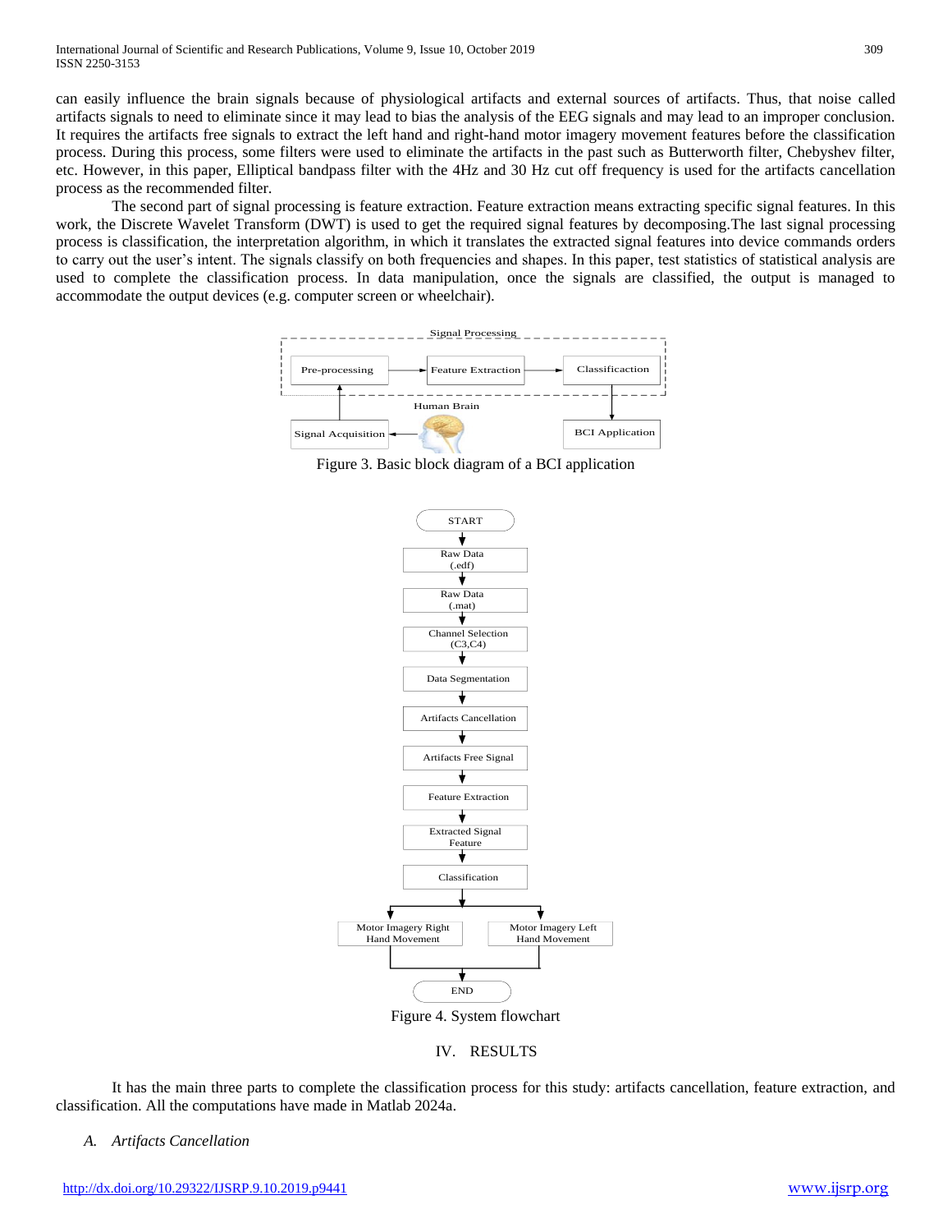can easily influence the brain signals because of physiological artifacts and external sources of artifacts. Thus, that noise called artifacts signals to need to eliminate since it may lead to bias the analysis of the EEG signals and may lead to an improper conclusion. It requires the artifacts free signals to extract the left hand and right-hand motor imagery movement features before the classification process. During this process, some filters were used to eliminate the artifacts in the past such as Butterworth filter, Chebyshev filter, etc. However, in this paper, Elliptical bandpass filter with the 4Hz and 30 Hz cut off frequency is used for the artifacts cancellation process as the recommended filter.

The second part of signal processing is feature extraction. Feature extraction means extracting specific signal features. In this work, the Discrete Wavelet Transform (DWT) is used to get the required signal features by decomposing.The last signal processing process is classification, the interpretation algorithm, in which it translates the extracted signal features into device commands orders to carry out the user's intent. The signals classify on both frequencies and shapes. In this paper, test statistics of statistical analysis are used to complete the classification process. In data manipulation, once the signals are classified, the output is managed to accommodate the output devices (e.g. computer screen or wheelchair).

Figure 3. Basic block diagram of a BCI application

Figure 4. System flowchart

## IV. RESULTS

It has the main three parts to complete the classification process for this study: artifacts cancellation, feature extraction, and classification. All the computations have made in Matlab 2024a.

### A. *Artifacts Cancellation*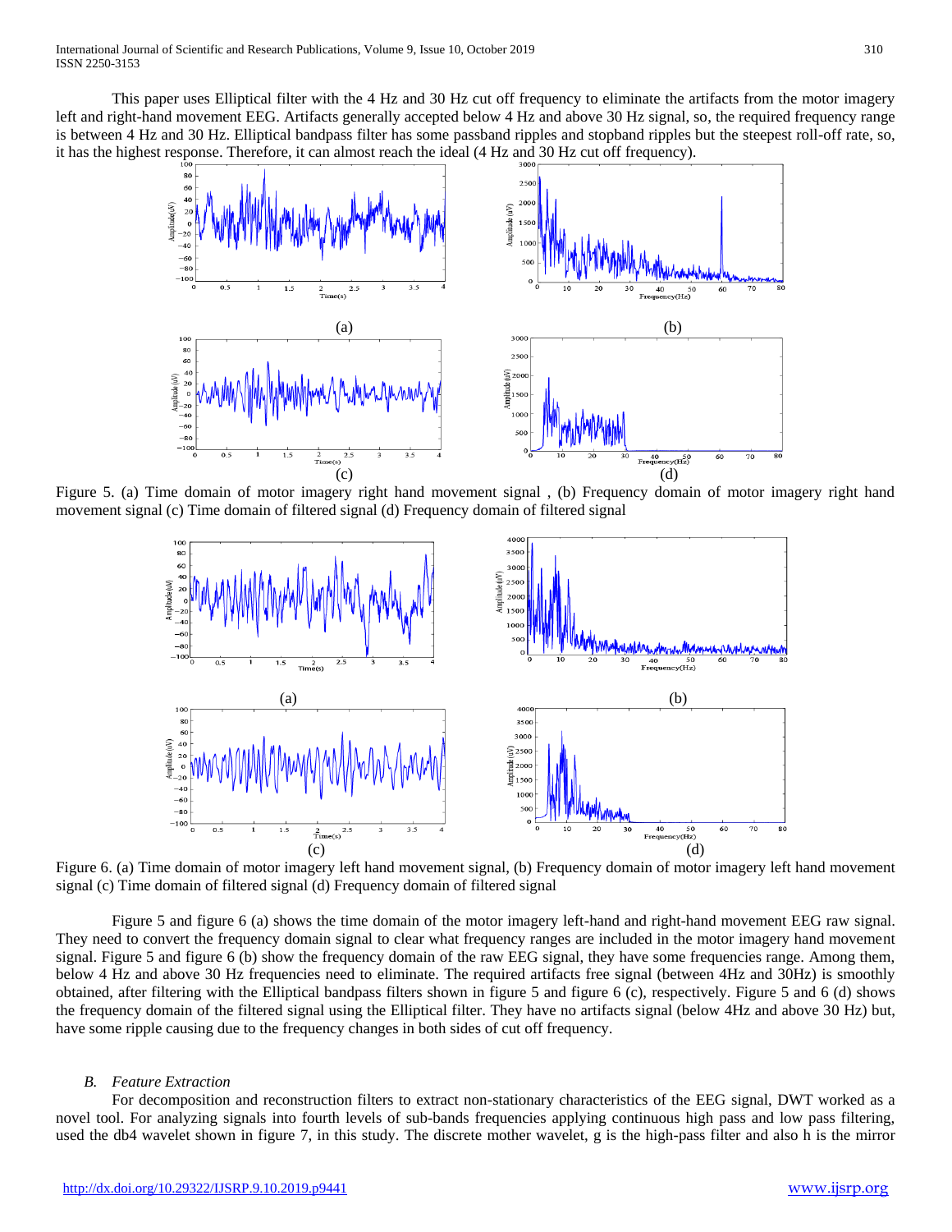This paper uses Elliptical filter with the 4 Hz and 30 Hz cut off frequency to eliminate the artifacts from the motor imagery left and right-hand movement EEG. Artifacts generally accepted below 4 Hz and above 30 Hz signal, so, the required frequency range is between 4 Hz and 30 Hz. Elliptical bandpass filter has some passband ripples and stopband ripples but the steepest roll-off rate, so, it has the highest response. Therefore, it can almost reach the ideal (4 Hz and 30 Hz cut off frequency).

Figure 5. (a) Time domain of motor imagery right hand movement signal , (b) Frequency domain of motor imagery right hand movement signal (c) Time domain of filtered signal (d) Frequency domain of filtered signal

Figure 6. (a) Time domain of motor imagery left hand movement signal, (b) Frequency domain of motor imagery left hand movement signal (c) Time domain of filtered signal (d) Frequency domain of filtered signal

Figure 5 and figure 6 (a) shows the time domain of the motor imagery left-hand and right-hand movement EEG raw signal. They need to convert the frequency domain signal to clear what frequency ranges are included in the motor imagery hand movement signal. Figure 5 and figure 6 (b) show the frequency domain of the raw EEG signal, they have some frequencies range. Among them, below 4 Hz and above 30 Hz frequencies need to eliminate. The required artifacts free signal (between 4Hz and 30Hz) is smoothly obtained, after filtering with the Elliptical bandpass filters shown in figure 5 and figure 6 (c), respectively. Figure 5 and 6 (d) shows the frequency domain of the filtered signal using the Elliptical filter. They have no artifacts signal (below 4Hz and above 30 Hz) but, have some ripple causing due to the frequency changes in both sides of cut off frequency.

### *B. Feature Extraction*

For decomposition and reconstruction filters to extract non-stationary characteristics of the EEG signal, DWT worked as a novel tool. For analyzing signals into fourth levels of sub-bands frequencies applying continuous high pass and low pass filtering, used the db4 wavelet shown in figure 7, in this study. The discrete mother wavelet, g is the high-pass filter and also h is the mirror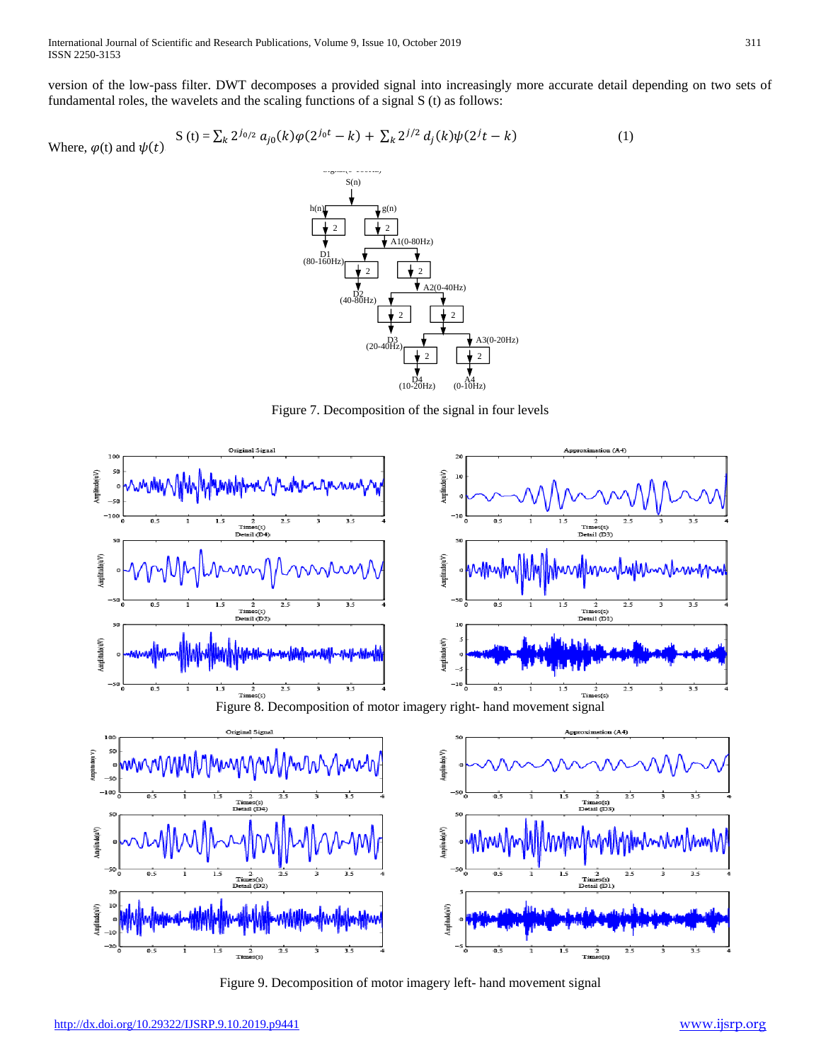version of the low-pass filter. DWT decomposes a provided signal into increasingly more accurate detail depending on two sets of fundamental roles, the wavelets and the scaling functions of a signal S (t) as follows:

$$S(t) = \sum_k 2^{j_0/2}\, a_{j0}(k)\varphi(2^{j_0 t} - k) + \sum_k 2^{j/2}\, d_j(k)\psi(2^j t - k) \quad (1)$$

Where, $\varphi(t)$ and $\psi(t)$

Figure 7. Decomposition of the signal in four levels

Figure 8. Decomposition of motor imagery right- hand movement signal

Figure 9. Decomposition of motor imagery left- hand movement signal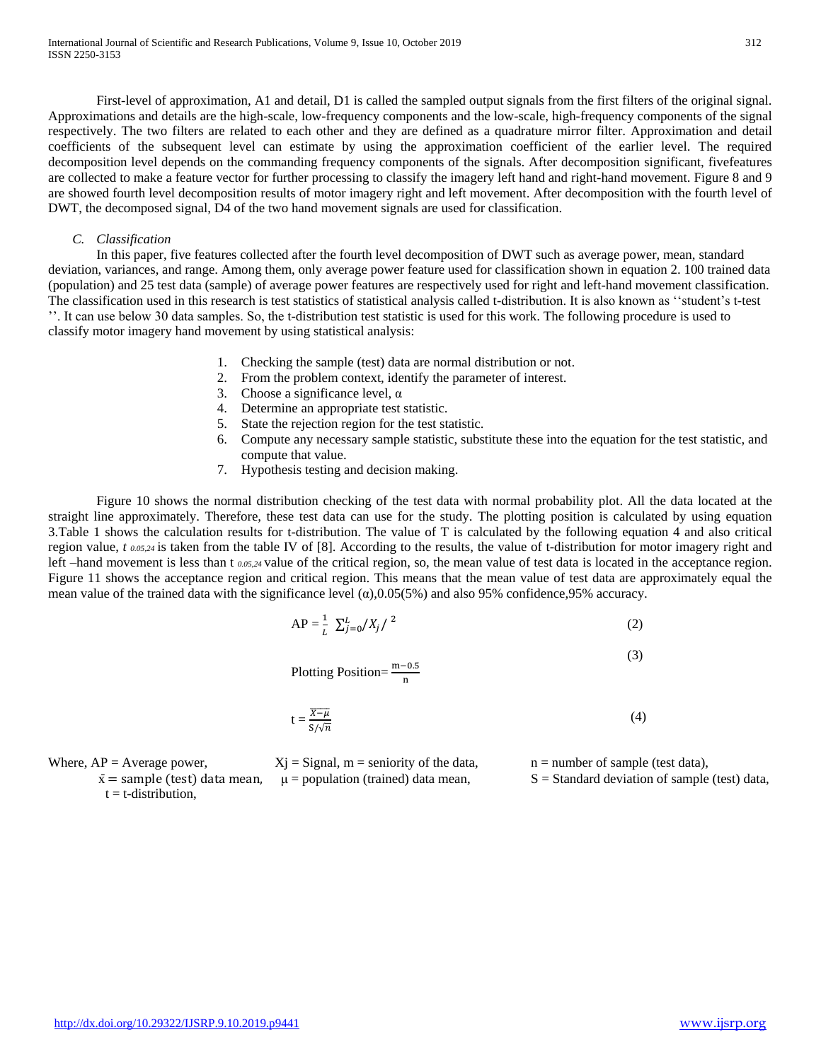First-level of approximation, A1 and detail, D1 is called the sampled output signals from the first filters of the original signal. Approximations and details are the high-scale, low-frequency components and the low-scale, high-frequency components of the signal respectively. The two filters are related to each other and they are defined as a quadrature mirror filter. Approximation and detail coefficients of the subsequent level can estimate by using the approximation coefficient of the earlier level. The required decomposition level depends on the commanding frequency components of the signals. After decomposition significant, fivefeatures are collected to make a feature vector for further processing to classify the imagery left hand and right-hand movement. Figure 8 and 9 are showed fourth level decomposition results of motor imagery right and left movement. After decomposition with the fourth level of DWT, the decomposed signal, D4 of the two hand movement signals are used for classification.

### *C. Classification*

In this paper, five features collected after the fourth level decomposition of DWT such as average power, mean, standard deviation, variances, and range. Among them, only average power feature used for classification shown in equation 2. 100 trained data (population) and 25 test data (sample) of average power features are respectively used for right and left-hand movement classification. The classification used in this research is test statistics of statistical analysis called t-distribution. It is also known as ''student's t-test ''. It can use below 30 data samples. So, the t-distribution test statistic is used for this work. The following procedure is used to classify motor imagery hand movement by using statistical analysis:

1. Checking the sample (test) data are normal distribution or not.
2. From the problem context, identify the parameter of interest.
3. Choose a significance level, α
4. Determine an appropriate test statistic.
5. State the rejection region for the test statistic.
6. Compute any necessary sample statistic, substitute these into the equation for the test statistic, and compute that value.
7. Hypothesis testing and decision making.

Figure 10 shows the normal distribution checking of the test data with normal probability plot. All the data located at the straight line approximately. Therefore, these test data can use for the study. The plotting position is calculated by using equation 3.Table 1 shows the calculation results for t-distribution. The value of T is calculated by the following equation 4 and also critical region value, $t_{0.05,24}$ is taken from the table IV of [8]. According to the results, the value of t-distribution for motor imagery right and left –hand movement is less than $t_{0.05,24}$ value of the critical region, so, the mean value of test data is located in the acceptance region. Figure 11 shows the acceptance region and critical region. This means that the mean value of test data are approximately equal the mean value of the trained data with the significance level (α),0.05(5%) and also 95% confidence,95% accuracy.

$$AP = \frac{1}{L} \sum_{j=0}^{L} /X_j/^{\,2} \tag{2}$$

$$\text{Plotting Position} = \frac{\text{m}-0.5}{\text{n}} \tag{3}$$

$$t = \frac{\overline{X-\mu}}{S/\sqrt{n}} \tag{4}$$

Where, AP = Average power, Xj = Signal, m = seniority of the data, n = number of sample (test data), $\bar{x}$ = sample (test) data mean, μ = population (trained) data mean, S = Standard deviation of sample (test) data, t = t-distribution,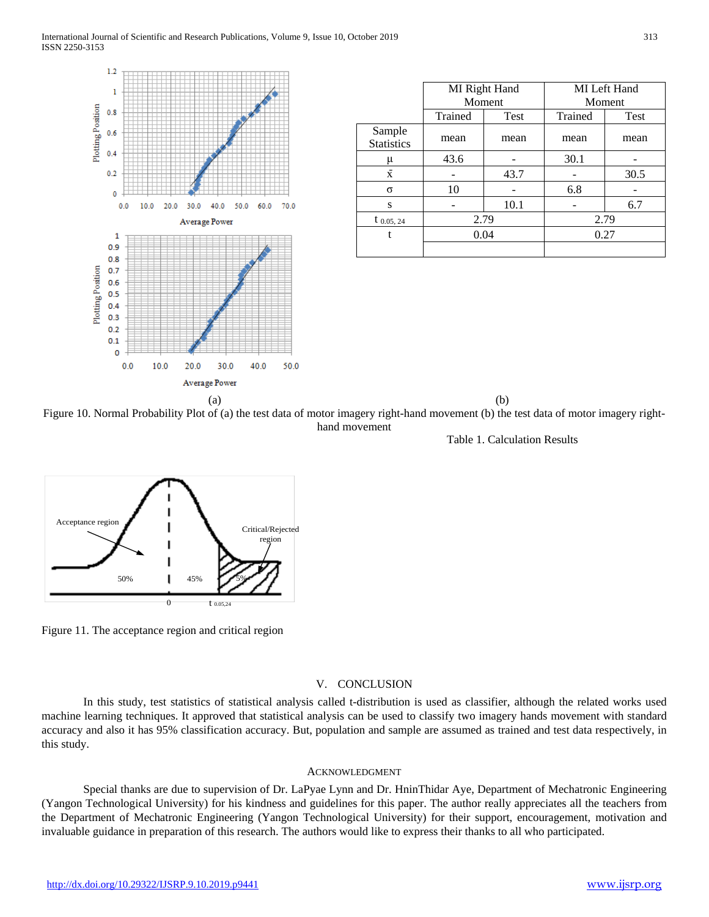(a) (b)

Figure 10. Normal Probability Plot of (a) the test data of motor imagery right-hand movement (b) the test data of motor imagery right-hand movement

Table 1. Calculation Results

| | MI Right Hand Moment | | MI Left Hand Moment | |
|---|---|---|---|---|
| | Trained | Test | Trained | Test |
| Sample Statistics | mean | mean | mean | mean |
| μ | 43.6 | - | 30.1 | - |
| x̄ | - | 43.7 | - | 30.5 |
| σ | 10 | - | 6.8 | - |
| s | - | 10.1 | - | 6.7 |
| $t_{0.05, 24}$ | 2.79 | | 2.79 | |
| t | 0.04 | | 0.27 | |

Figure 11. The acceptance region and critical region

## V. CONCLUSION

In this study, test statistics of statistical analysis called t-distribution is used as classifier, although the related works used machine learning techniques. It approved that statistical analysis can be used to classify two imagery hands movement with standard accuracy and also it has 95% classification accuracy. But, population and sample are assumed as trained and test data respectively, in this study.

## ACKNOWLEDGMENT

Special thanks are due to supervision of Dr. LaPyae Lynn and Dr. HninThidar Aye, Department of Mechatronic Engineering (Yangon Technological University) for his kindness and guidelines for this paper. The author really appreciates all the teachers from the Department of Mechatronic Engineering (Yangon Technological University) for their support, encouragement, motivation and invaluable guidance in preparation of this research. The authors would like to express their thanks to all who participated.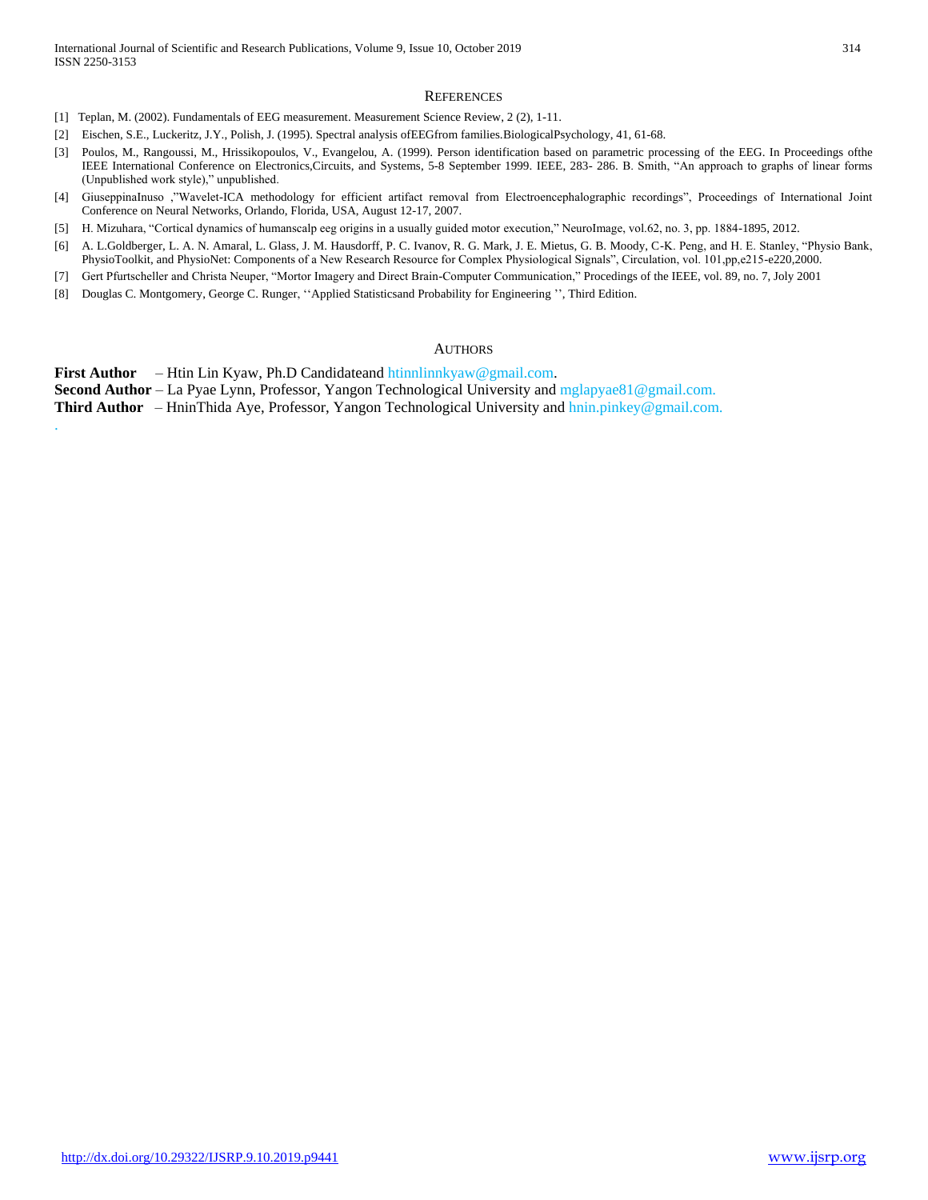## REFERENCES

[1] Teplan, M. (2002). Fundamentals of EEG measurement. Measurement Science Review, 2 (2), 1-11.

[2] Eischen, S.E., Luckeritz, J.Y., Polish, J. (1995). Spectral analysis ofEEGfrom families.BiologicalPsychology, 41, 61-68.

[3] Poulos, M., Rangoussi, M., Hrissikopoulos, V., Evangelou, A. (1999). Person identification based on parametric processing of the EEG. In Proceedings ofthe IEEE International Conference on Electronics,Circuits, and Systems, 5-8 September 1999. IEEE, 283- 286. B. Smith, "An approach to graphs of linear forms (Unpublished work style)," unpublished.

[4] GiuseppinaInuso ,"Wavelet-ICA methodology for efficient artifact removal from Electroencephalographic recordings", Proceedings of International Joint Conference on Neural Networks, Orlando, Florida, USA, August 12-17, 2007.

[5] H. Mizuhara, "Cortical dynamics of humanscalp eeg origins in a usually guided motor execution," NeuroImage, vol.62, no. 3, pp. 1884-1895, 2012.

[6] A. L.Goldberger, L. A. N. Amaral, L. Glass, J. M. Hausdorff, P. C. Ivanov, R. G. Mark, J. E. Mietus, G. B. Moody, C-K. Peng, and H. E. Stanley, "Physio Bank, PhysioToolkit, and PhysioNet: Components of a New Research Resource for Complex Physiological Signals", Circulation, vol. 101,pp,e215-e220,2000.

[7] Gert Pfurtscheller and Christa Neuper, "Mortor Imagery and Direct Brain-Computer Communication," Procedings of the IEEE, vol. 89, no. 7, Joly 2001

[8] Douglas C. Montgomery, George C. Runger, ''Applied Statisticsand Probability for Engineering '', Third Edition.

## AUTHORS

**First Author** – Htin Lin Kyaw, Ph.D Candidateand htinnlinnkyaw@gmail.com.

**Second Author** – La Pyae Lynn, Professor, Yangon Technological University and mglapyae81@gmail.com.

**Third Author** – HninThida Aye, Professor, Yangon Technological University and hnin.pinkey@gmail.com.